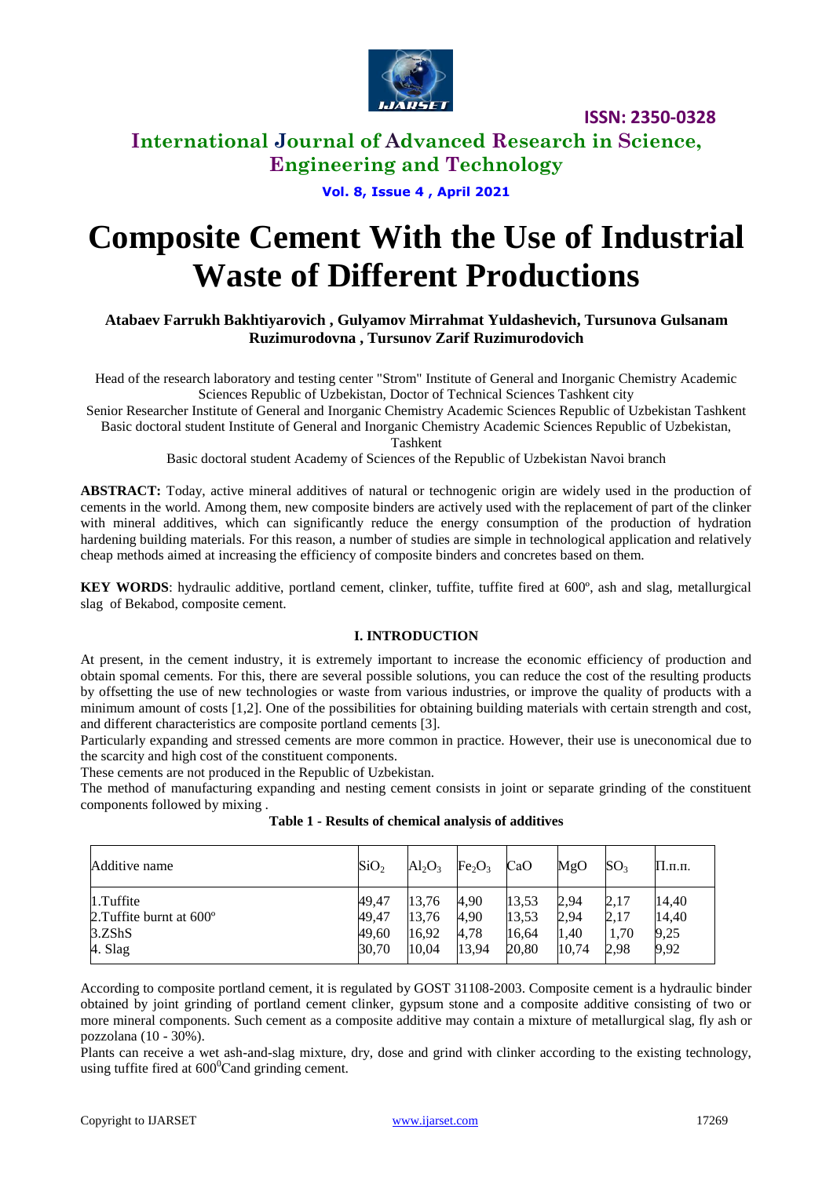# Composite Cement With the Use of Industrial Waste of Different Productions

**Atabaev Farrukh Bakhtiyarovich , Gulyamov Mirrahmat Yuldashevich, Tursunova Gulsanam Ruzimurodovna , Tursunov Zarif Ruzimurodovich**

Head of the research laboratory and testing center "Strom" Institute of General and Inorganic Chemistry Academic Sciences Republic of Uzbekistan, Doctor of Technical Sciences Tashkent city

Senior Researcher Institute of General and Inorganic Chemistry Academic Sciences Republic of Uzbekistan Tashkent

Basic doctoral student Institute of General and Inorganic Chemistry Academic Sciences Republic of Uzbekistan, Tashkent

Basic doctoral student Academy of Sciences of the Republic of Uzbekistan Navoi branch

**ABSTRACT:** Today, active mineral additives of natural or technogenic origin are widely used in the production of cements in the world. Among them, new composite binders are actively used with the replacement of part of the clinker with mineral additives, which can significantly reduce the energy consumption of the production of hydration hardening building materials. For this reason, a number of studies are simple in technological application and relatively cheap methods aimed at increasing the efficiency of composite binders and concretes based on them.

**KEY WORDS**: hydraulic additive, portland cement, clinker, tuffite, tuffite fired at 600º, ash and slag, metallurgical slag of Bekabod, composite cement.

## I. INTRODUCTION

At present, in the cement industry, it is extremely important to increase the economic efficiency of production and obtain spomal cements. For this, there are several possible solutions, you can reduce the cost of the resulting products by offsetting the use of new technologies or waste from various industries, or improve the quality of products with a minimum amount of costs [1,2]. One of the possibilities for obtaining building materials with certain strength and cost, and different characteristics are composite portland cements [3].

Particularly expanding and stressed cements are more common in practice. However, their use is uneconomical due to the scarcity and high cost of the constituent components.

These cements are not produced in the Republic of Uzbekistan.

The method of manufacturing expanding and nesting cement consists in joint or separate grinding of the constituent components followed by mixing .

**Table 1 - Results of chemical analysis of additives**

| Additive name | $SiO_2$ | $Al_2O_3$ | $Fe_2O_3$ | CaO | MgO | $SO_3$ | П.п.п. |
|---|---|---|---|---|---|---|---|
| 1.Tuffite | 49,47 | 13,76 | 4,90 | 13,53 | 2,94 | 2,17 | 14,40 |
| 2.Tuffite burnt at 600º | 49,47 | 13,76 | 4,90 | 13,53 | 2,94 | 2,17 | 14,40 |
| 3.ZShS | 49,60 | 16,92 | 4,78 | 16,64 | 1,40 | 1,70 | 9,25 |
| 4. Slag | 30,70 | 10,04 | 13,94 | 20,80 | 10,74 | 2,98 | 9,92 |

According to composite portland cement, it is regulated by GOST 31108-2003. Composite cement is a hydraulic binder obtained by joint grinding of portland cement clinker, gypsum stone and a composite additive consisting of two or more mineral components. Such cement as a composite additive may contain a mixture of metallurgical slag, fly ash or pozzolana (10 - 30%).

Plants can receive a wet ash-and-slag mixture, dry, dose and grind with clinker according to the existing technology, using tuffite fired at $600^0$C and grinding cement.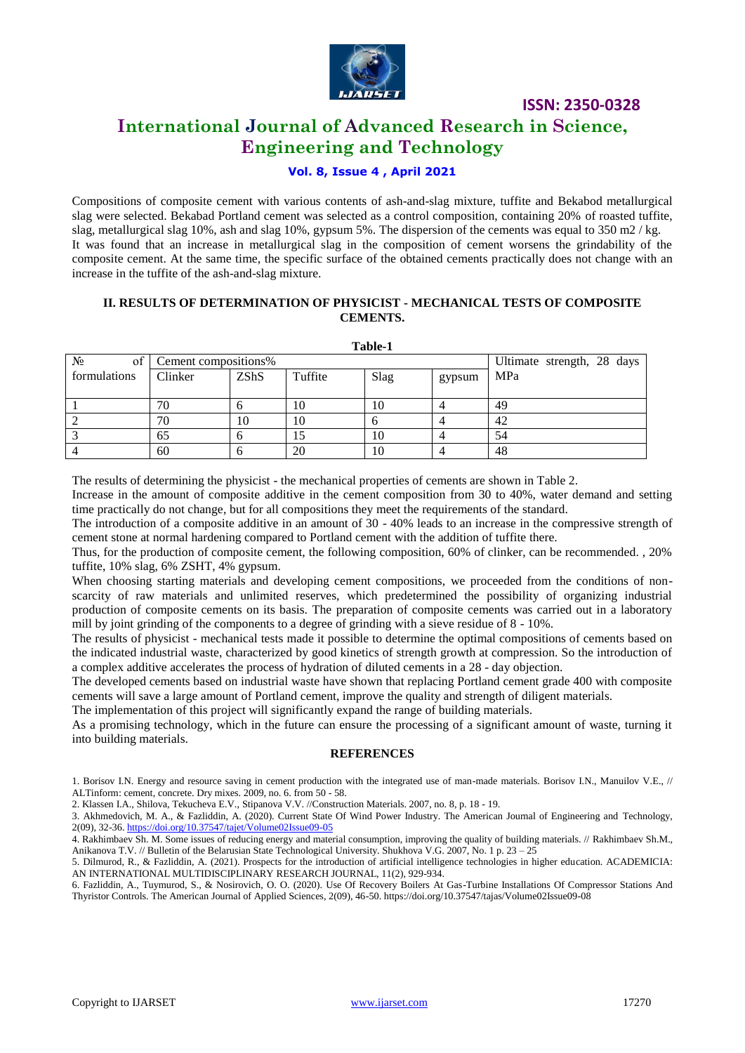Compositions of composite cement with various contents of ash-and-slag mixture, tuffite and Bekabod metallurgical slag were selected. Bekabad Portland cement was selected as a control composition, containing 20% of roasted tuffite, slag, metallurgical slag 10%, ash and slag 10%, gypsum 5%. The dispersion of the cements was equal to 350 m2 / kg.
It was found that an increase in metallurgical slag in the composition of cement worsens the grindability of the composite cement. At the same time, the specific surface of the obtained cements practically does not change with an increase in the tuffite of the ash-and-slag mixture.

## II. RESULTS OF DETERMINATION OF PHYSICIST - MECHANICAL TESTS OF COMPOSITE CEMENTS.

**Table-1**

| № of formulations | Cement compositions% | | | | | Ultimate strength, 28 days MPa |
|---|---|---|---|---|---|---|
| | Clinker | ZShS | Tuffite | Slag | gypsum | |
| 1 | 70 | 6 | 10 | 10 | 4 | 49 |
| 2 | 70 | 10 | 10 | 6 | 4 | 42 |
| 3 | 65 | 6 | 15 | 10 | 4 | 54 |
| 4 | 60 | 6 | 20 | 10 | 4 | 48 |

The results of determining the physicist - the mechanical properties of cements are shown in Table 2.
Increase in the amount of composite additive in the cement composition from 30 to 40%, water demand and setting time practically do not change, but for all compositions they meet the requirements of the standard.
The introduction of a composite additive in an amount of 30 - 40% leads to an increase in the compressive strength of cement stone at normal hardening compared to Portland cement with the addition of tuffite there.
Thus, for the production of composite cement, the following composition, 60% of clinker, can be recommended. , 20% tuffite, 10% slag, 6% ZSHT, 4% gypsum.
When choosing starting materials and developing cement compositions, we proceeded from the conditions of non-scarcity of raw materials and unlimited reserves, which predetermined the possibility of organizing industrial production of composite cements on its basis. The preparation of composite cements was carried out in a laboratory mill by joint grinding of the components to a degree of grinding with a sieve residue of 8 - 10%.
The results of physicist - mechanical tests made it possible to determine the optimal compositions of cements based on the indicated industrial waste, characterized by good kinetics of strength growth at compression. So the introduction of a complex additive accelerates the process of hydration of diluted cements in a 28 - day objection.
The developed cements based on industrial waste have shown that replacing Portland cement grade 400 with composite cements will save a large amount of Portland cement, improve the quality and strength of diligent materials.
The implementation of this project will significantly expand the range of building materials.
As a promising technology, which in the future can ensure the processing of a significant amount of waste, turning it into building materials.

## REFERENCES

1. Borisov I.N. Energy and resource saving in cement production with the integrated use of man-made materials. Borisov I.N., Manuilov V.E., // ALTinform: cement, concrete. Dry mixes. 2009, no. 6. from 50 - 58.
2. Klassen I.A., Shilova, Tekucheva E.V., Stipanova V.V. //Construction Materials. 2007, no. 8, p. 18 - 19.
3. Akhmedovich, M. A., & Fazliddin, A. (2020). Current State Of Wind Power Industry. The American Journal of Engineering and Technology, 2(09), 32-36. https://doi.org/10.37547/tajet/Volume02Issue09-05
4. Rakhimbaev Sh. M. Some issues of reducing energy and material consumption, improving the quality of building materials. // Rakhimbaev Sh.M., Anikanova T.V. // Bulletin of the Belarusian State Technological University. Shukhova V.G. 2007, No. 1 p. 23 – 25
5. Dilmurod, R., & Fazliddin, A. (2021). Prospects for the introduction of artificial intelligence technologies in higher education. ACADEMICIA: AN INTERNATIONAL MULTIDISCIPLINARY RESEARCH JOURNAL, 11(2), 929-934.
6. Fazliddin, A., Tuymurod, S., & Nosirovich, O. O. (2020). Use Of Recovery Boilers At Gas-Turbine Installations Of Compressor Stations And Thyristor Controls. The American Journal of Applied Sciences, 2(09), 46-50. https://doi.org/10.37547/tajas/Volume02Issue09-08